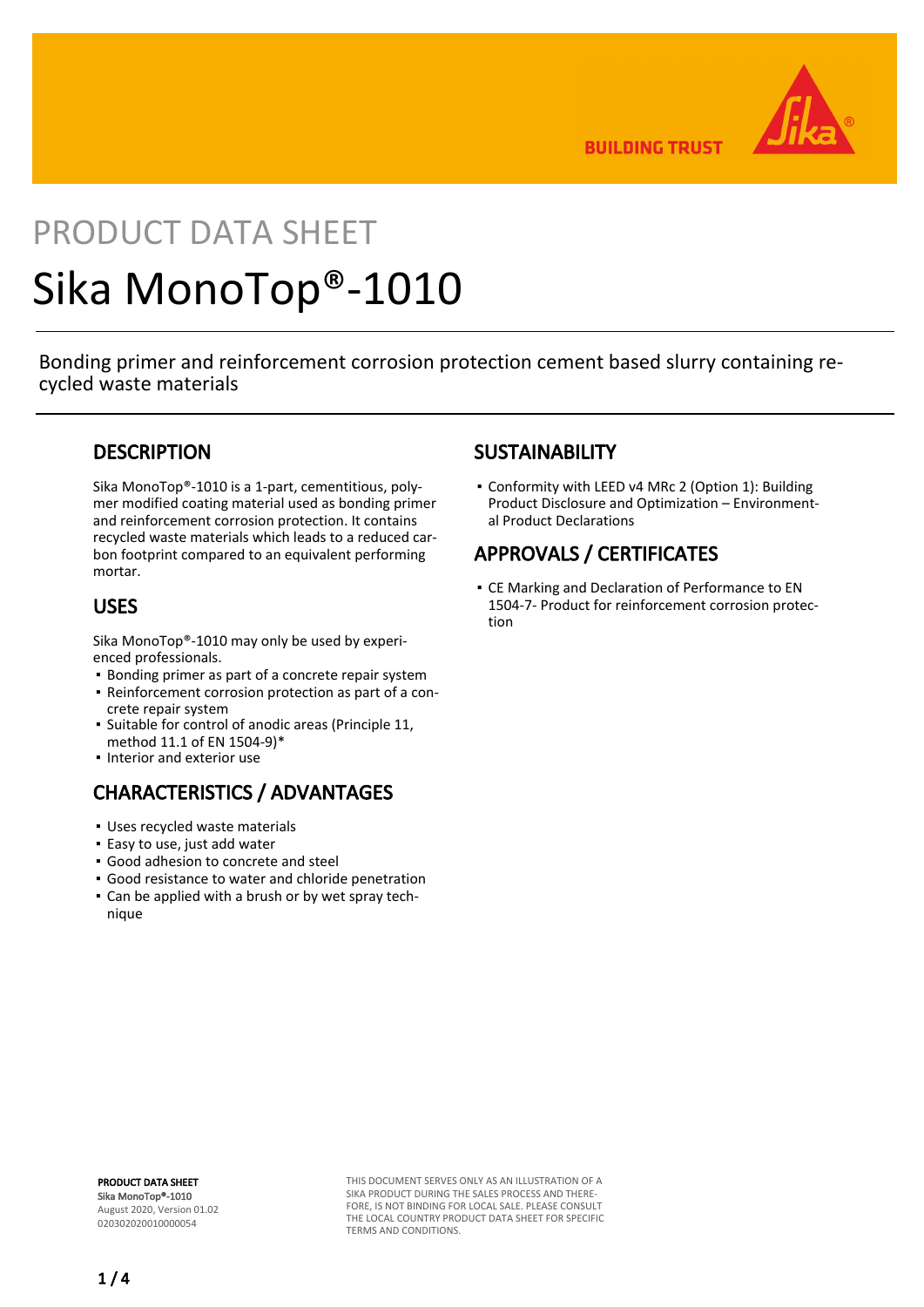BUILDING TRUST

PRODUCT DATA SHEET

# Sika MonoTop®-1010

Bonding primer and reinforcement corrosion protection cement based slurry containing recycled waste materials

## DESCRIPTION

Sika MonoTop®-1010 is a 1-part, cementitious, polymer modified coating material used as bonding primer and reinforcement corrosion protection. It contains recycled waste materials which leads to a reduced carbon footprint compared to an equivalent performing mortar.

## USES

Sika MonoTop®-1010 may only be used by experienced professionals.

- Bonding primer as part of a concrete repair system
- Reinforcement corrosion protection as part of a concrete repair system
- Suitable for control of anodic areas (Principle 11, method 11.1 of EN 1504-9)*
- Interior and exterior use

## CHARACTERISTICS / ADVANTAGES

- Uses recycled waste materials
- Easy to use, just add water
- Good adhesion to concrete and steel
- Good resistance to water and chloride penetration
- Can be applied with a brush or by wet spray technique

## SUSTAINABILITY

- Conformity with LEED v4 MRc 2 (Option 1): Building Product Disclosure and Optimization – Environmental Product Declarations

## APPROVALS / CERTIFICATES

- CE Marking and Declaration of Performance to EN 1504-7- Product for reinforcement corrosion protection

**PRODUCT DATA SHEET**
**Sika MonoTop®-1010**
August 2020, Version 01.02
020302020010000054

THIS DOCUMENT SERVES ONLY AS AN ILLUSTRATION OF A SIKA PRODUCT DURING THE SALES PROCESS AND THEREFORE, IS NOT BINDING FOR LOCAL SALE. PLEASE CONSULT THE LOCAL COUNTRY PRODUCT DATA SHEET FOR SPECIFIC TERMS AND CONDITIONS.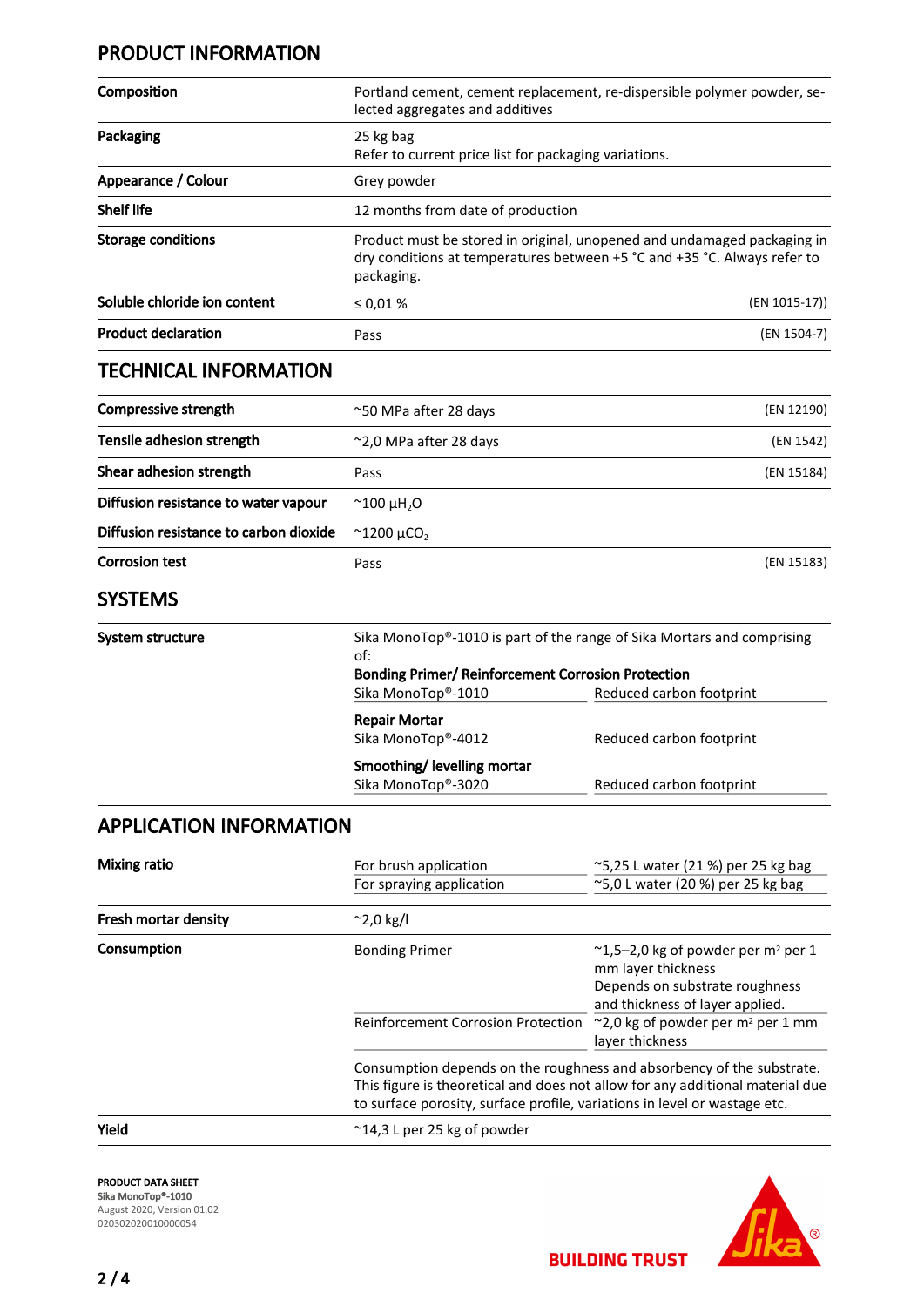## PRODUCT INFORMATION

| | | |
|---|---|---|
| **Composition** | Portland cement, cement replacement, re-dispersible polymer powder, selected aggregates and additives | |
| **Packaging** | 25 kg bag<br>Refer to current price list for packaging variations. | |
| **Appearance / Colour** | Grey powder | |
| **Shelf life** | 12 months from date of production | |
| **Storage conditions** | Product must be stored in original, unopened and undamaged packaging in dry conditions at temperatures between +5 °C and +35 °C. Always refer to packaging. | |
| **Soluble chloride ion content** | ≤ 0,01 % | (EN 1015-17)) |
| **Product declaration** | Pass | (EN 1504-7) |

## TECHNICAL INFORMATION

| | | |
|---|---|---|
| **Compressive strength** | ~50 MPa after 28 days | (EN 12190) |
| **Tensile adhesion strength** | ~2,0 MPa after 28 days | (EN 1542) |
| **Shear adhesion strength** | Pass | (EN 15184) |
| **Diffusion resistance to water vapour** | ~100 $\mu H_2O$ | |
| **Diffusion resistance to carbon dioxide** | ~1200 $\mu CO_2$ | |
| **Corrosion test** | Pass | (EN 15183) |

## SYSTEMS

**System structure**

Sika MonoTop®-1010 is part of the range of Sika Mortars and comprising of:

| | |
|---|---|
| **Bonding Primer/ Reinforcement Corrosion Protection** | |
| Sika MonoTop®-1010 | Reduced carbon footprint |
| **Repair Mortar** | |
| Sika MonoTop®-4012 | Reduced carbon footprint |
| **Smoothing/ levelling mortar** | |
| Sika MonoTop®-3020 | Reduced carbon footprint |

## APPLICATION INFORMATION

| | | |
|---|---|---|
| **Mixing ratio** | For brush application | ~5,25 L water (21 %) per 25 kg bag |
| | For spraying application | ~5,0 L water (20 %) per 25 kg bag |
| **Fresh mortar density** | ~2,0 kg/l | |
| **Consumption** | Bonding Primer | ~1,5–2,0 kg of powder per m² per 1 mm layer thickness<br>Depends on substrate roughness and thickness of layer applied. |
| | Reinforcement Corrosion Protection | ~2,0 kg of powder per m² per 1 mm layer thickness |
| | Consumption depends on the roughness and absorbency of the substrate. This figure is theoretical and does not allow for any additional material due to surface porosity, surface profile, variations in level or wastage etc. | |
| **Yield** | ~14,3 L per 25 kg of powder | |

**PRODUCT DATA SHEET**
Sika MonoTop®-1010
August 2020, Version 01.02
020302020010000054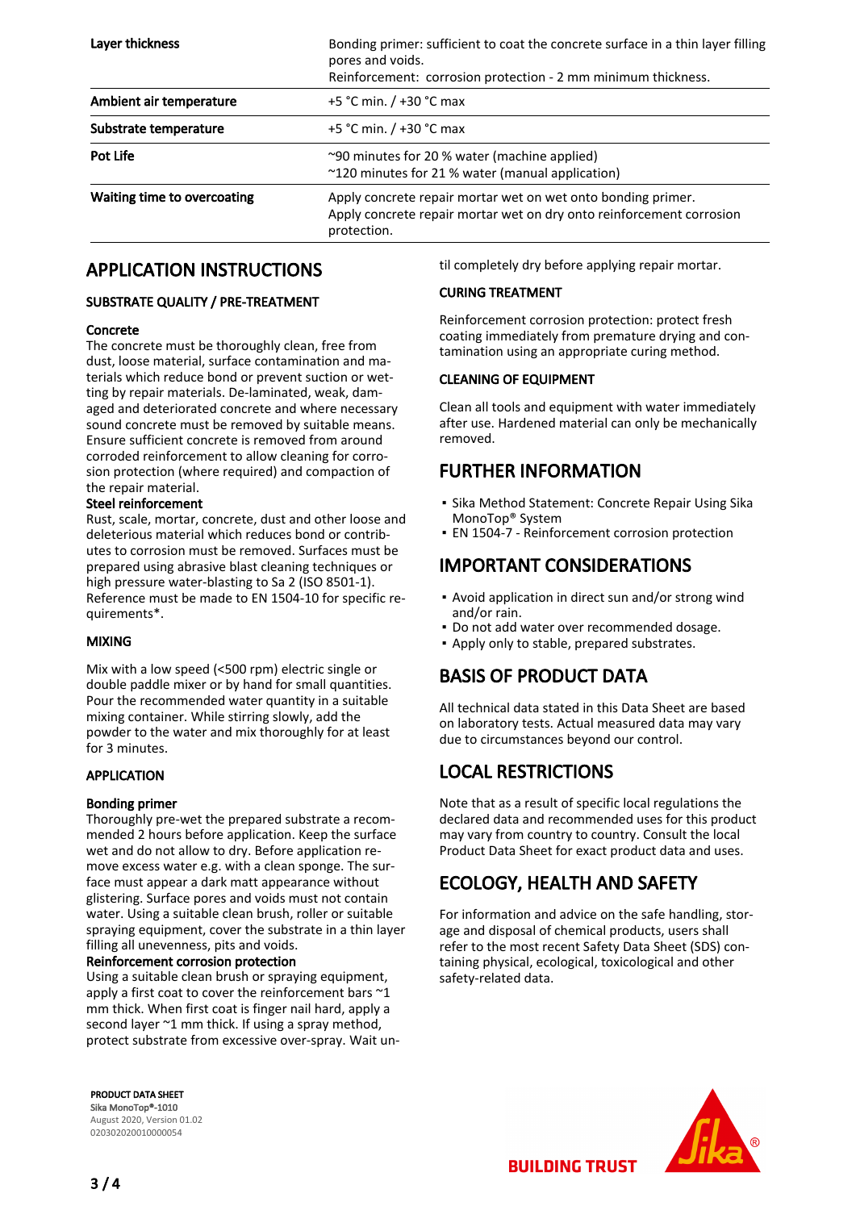| | |
|---|---|
| **Layer thickness** | Bonding primer: sufficient to coat the concrete surface in a thin layer filling pores and voids.<br>Reinforcement: corrosion protection - 2 mm minimum thickness. |
| **Ambient air temperature** | +5 °C min. / +30 °C max |
| **Substrate temperature** | +5 °C min. / +30 °C max |
| **Pot Life** | ~90 minutes for 20 % water (machine applied)<br>~120 minutes for 21 % water (manual application) |
| **Waiting time to overcoating** | Apply concrete repair mortar wet on wet onto bonding primer.<br>Apply concrete repair mortar wet on dry onto reinforcement corrosion protection. |

# APPLICATION INSTRUCTIONS

## SUBSTRATE QUALITY / PRE-TREATMENT

### Concrete

The concrete must be thoroughly clean, free from dust, loose material, surface contamination and materials which reduce bond or prevent suction or wetting by repair materials. De-laminated, weak, damaged and deteriorated concrete and where necessary sound concrete must be removed by suitable means. Ensure sufficient concrete is removed from around corroded reinforcement to allow cleaning for corrosion protection (where required) and compaction of the repair material.

### Steel reinforcement

Rust, scale, mortar, concrete, dust and other loose and deleterious material which reduces bond or contributes to corrosion must be removed. Surfaces must be prepared using abrasive blast cleaning techniques or high pressure water-blasting to Sa 2 (ISO 8501-1). Reference must be made to EN 1504-10 for specific requirements*.

## MIXING

Mix with a low speed (<500 rpm) electric single or double paddle mixer or by hand for small quantities. Pour the recommended water quantity in a suitable mixing container. While stirring slowly, add the powder to the water and mix thoroughly for at least for 3 minutes.

## APPLICATION

### Bonding primer

Thoroughly pre-wet the prepared substrate a recommended 2 hours before application. Keep the surface wet and do not allow to dry. Before application remove excess water e.g. with a clean sponge. The surface must appear a dark matt appearance without glistering. Surface pores and voids must not contain water. Using a suitable clean brush, roller or suitable spraying equipment, cover the substrate in a thin layer filling all unevenness, pits and voids.

### Reinforcement corrosion protection

Using a suitable clean brush or spraying equipment, apply a first coat to cover the reinforcement bars ~1 mm thick. When first coat is finger nail hard, apply a second layer ~1 mm thick. If using a spray method, protect substrate from excessive over-spray. Wait until completely dry before applying repair mortar.

## CURING TREATMENT

Reinforcement corrosion protection: protect fresh coating immediately from premature drying and contamination using an appropriate curing method.

## CLEANING OF EQUIPMENT

Clean all tools and equipment with water immediately after use. Hardened material can only be mechanically removed.

# FURTHER INFORMATION

- Sika Method Statement: Concrete Repair Using Sika MonoTop® System
- EN 1504-7 - Reinforcement corrosion protection

# IMPORTANT CONSIDERATIONS

- Avoid application in direct sun and/or strong wind and/or rain.
- Do not add water over recommended dosage.
- Apply only to stable, prepared substrates.

# BASIS OF PRODUCT DATA

All technical data stated in this Data Sheet are based on laboratory tests. Actual measured data may vary due to circumstances beyond our control.

# LOCAL RESTRICTIONS

Note that as a result of specific local regulations the declared data and recommended uses for this product may vary from country to country. Consult the local Product Data Sheet for exact product data and uses.

# ECOLOGY, HEALTH AND SAFETY

For information and advice on the safe handling, storage and disposal of chemical products, users shall refer to the most recent Safety Data Sheet (SDS) containing physical, ecological, toxicological and other safety-related data.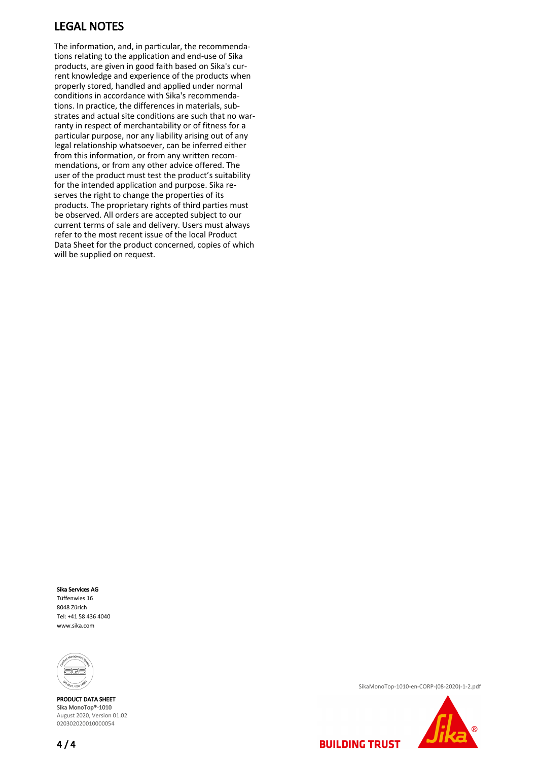## LEGAL NOTES

The information, and, in particular, the recommendations relating to the application and end-use of Sika products, are given in good faith based on Sika's current knowledge and experience of the products when properly stored, handled and applied under normal conditions in accordance with Sika's recommendations. In practice, the differences in materials, substrates and actual site conditions are such that no warranty in respect of merchantability or of fitness for a particular purpose, nor any liability arising out of any legal relationship whatsoever, can be inferred either from this information, or from any written recommendations, or from any other advice offered. The user of the product must test the product's suitability for the intended application and purpose. Sika reserves the right to change the properties of its products. The proprietary rights of third parties must be observed. All orders are accepted subject to our current terms of sale and delivery. Users must always refer to the most recent issue of the local Product Data Sheet for the product concerned, copies of which will be supplied on request.

**Sika Services AG**
Tüffenwies 16
8048 Zürich
Tel: +41 58 436 4040
www.sika.com

SikaMonoTop-1010-en-CORP-(08-2020)-1-2.pdf